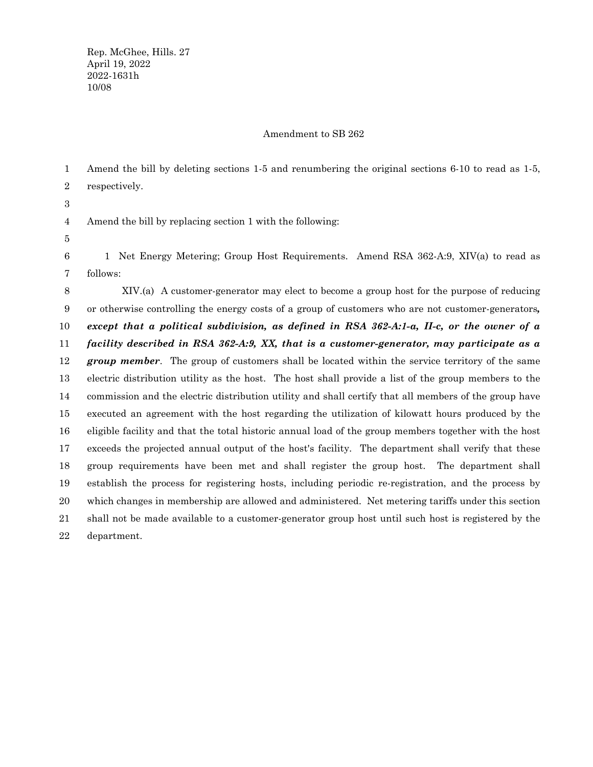Rep. McGhee, Hills. 27
April 19, 2022
2022-1631h
10/08

Amendment to SB 262

Amend the bill by deleting sections 1-5 and renumbering the original sections 6-10 to read as 1-5, respectively.

Amend the bill by replacing section 1 with the following:

1 Net Energy Metering; Group Host Requirements. Amend RSA 362-A:9, XIV(a) to read as follows:

XIV.(a) A customer-generator may elect to become a group host for the purpose of reducing or otherwise controlling the energy costs of a group of customers who are not customer-generators***, except that a political subdivision, as defined in RSA 362-A:1-a, II-c, or the owner of a facility described in RSA 362-A:9, XX, that is a customer-generator, may participate as a group member***. The group of customers shall be located within the service territory of the same electric distribution utility as the host. The host shall provide a list of the group members to the commission and the electric distribution utility and shall certify that all members of the group have executed an agreement with the host regarding the utilization of kilowatt hours produced by the eligible facility and that the total historic annual load of the group members together with the host exceeds the projected annual output of the host's facility. The department shall verify that these group requirements have been met and shall register the group host. The department shall establish the process for registering hosts, including periodic re-registration, and the process by which changes in membership are allowed and administered. Net metering tariffs under this section shall not be made available to a customer-generator group host until such host is registered by the department.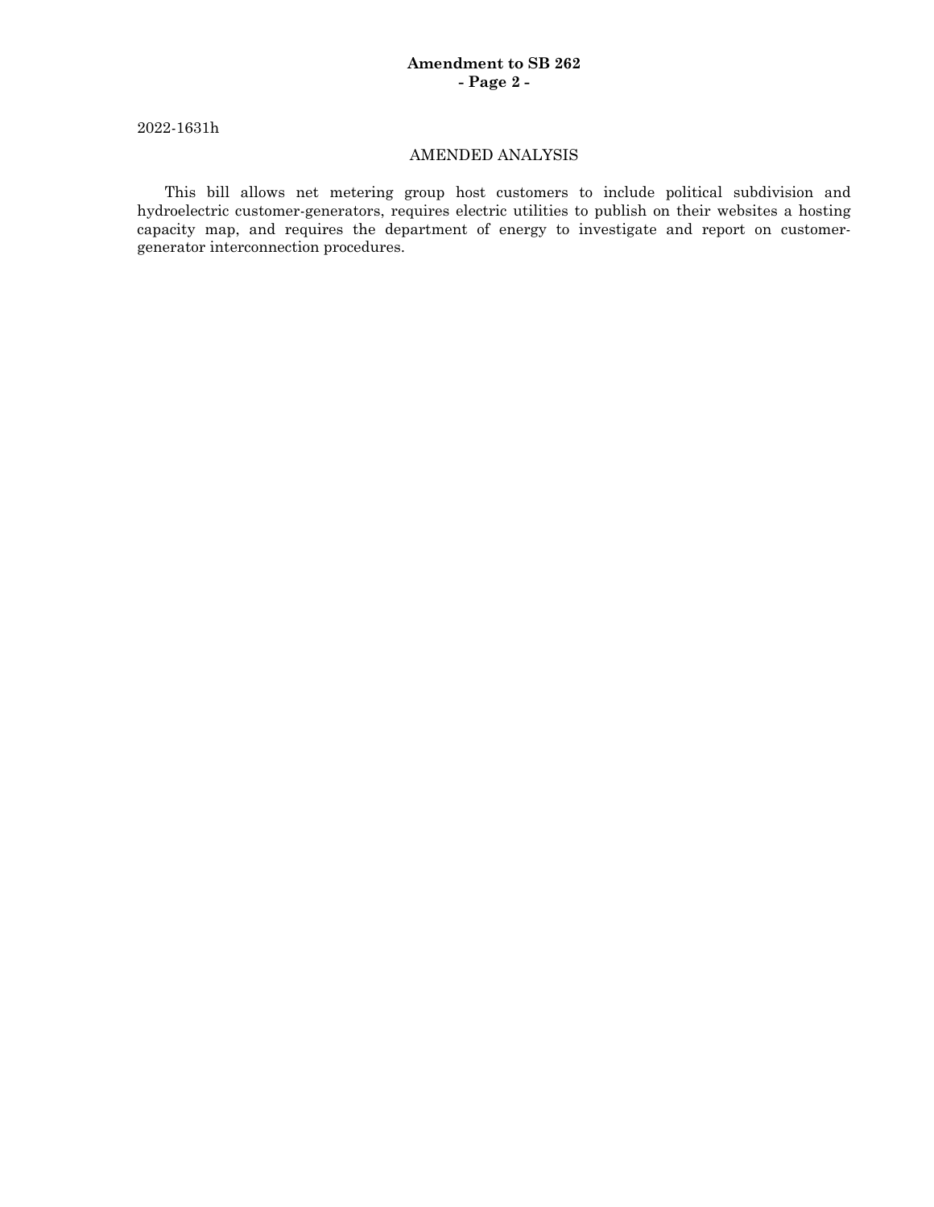2022-1631h

## AMENDED ANALYSIS

This bill allows net metering group host customers to include political subdivision and hydroelectric customer-generators, requires electric utilities to publish on their websites a hosting capacity map, and requires the department of energy to investigate and report on customer-generator interconnection procedures.